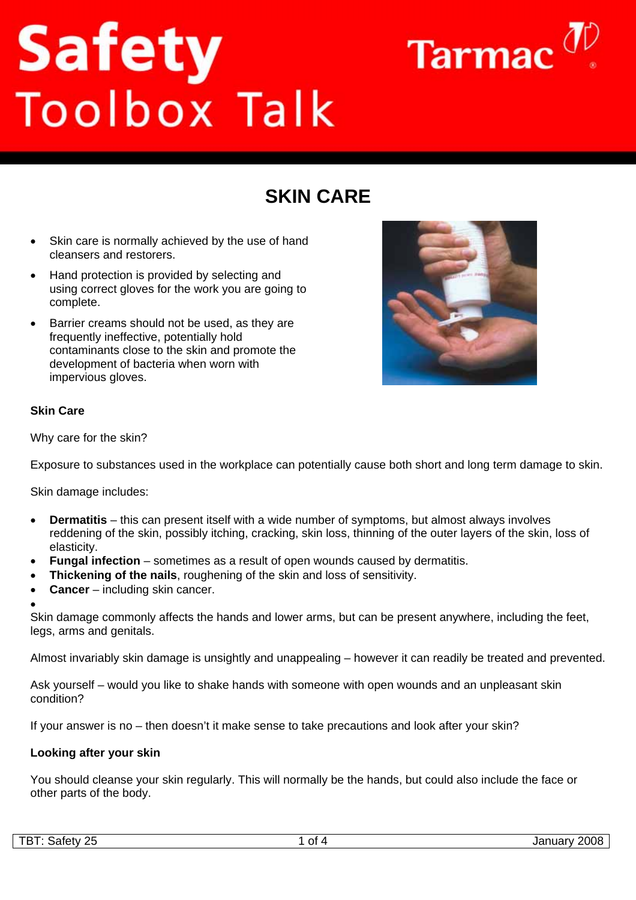# Safety Toolbox Talk

Tarmac

## SKIN CARE

- Skin care is normally achieved by the use of hand cleansers and restorers.
- Hand protection is provided by selecting and using correct gloves for the work you are going to complete.
- Barrier creams should not be used, as they are frequently ineffective, potentially hold contaminants close to the skin and promote the development of bacteria when worn with impervious gloves.

### Skin Care

Why care for the skin?

Exposure to substances used in the workplace can potentially cause both short and long term damage to skin.

Skin damage includes:

- **Dermatitis** – this can present itself with a wide number of symptoms, but almost always involves reddening of the skin, possibly itching, cracking, skin loss, thinning of the outer layers of the skin, loss of elasticity.
- **Fungal infection** – sometimes as a result of open wounds caused by dermatitis.
- **Thickening of the nails**, roughening of the skin and loss of sensitivity.
- **Cancer** – including skin cancer.

Skin damage commonly affects the hands and lower arms, but can be present anywhere, including the feet, legs, arms and genitals.

Almost invariably skin damage is unsightly and unappealing – however it can readily be treated and prevented.

Ask yourself – would you like to shake hands with someone with open wounds and an unpleasant skin condition?

If your answer is no – then doesn't it make sense to take precautions and look after your skin?

### Looking after your skin

You should cleanse your skin regularly. This will normally be the hands, but could also include the face or other parts of the body.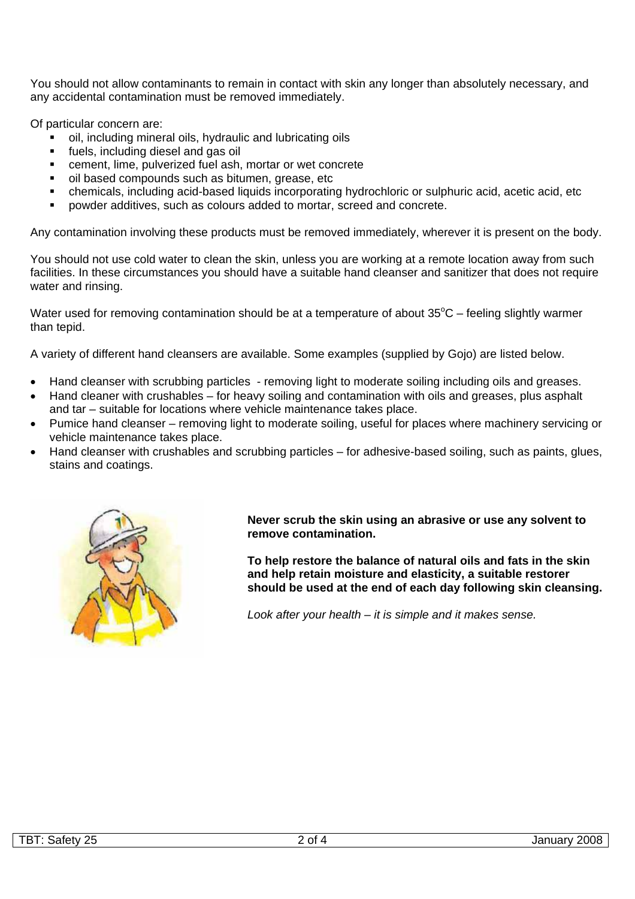You should not allow contaminants to remain in contact with skin any longer than absolutely necessary, and any accidental contamination must be removed immediately.

Of particular concern are:

- oil, including mineral oils, hydraulic and lubricating oils
- fuels, including diesel and gas oil
- cement, lime, pulverized fuel ash, mortar or wet concrete
- oil based compounds such as bitumen, grease, etc
- chemicals, including acid-based liquids incorporating hydrochloric or sulphuric acid, acetic acid, etc
- powder additives, such as colours added to mortar, screed and concrete.

Any contamination involving these products must be removed immediately, wherever it is present on the body.

You should not use cold water to clean the skin, unless you are working at a remote location away from such facilities. In these circumstances you should have a suitable hand cleanser and sanitizer that does not require water and rinsing.

Water used for removing contamination should be at a temperature of about 35$^{o}$C – feeling slightly warmer than tepid.

A variety of different hand cleansers are available. Some examples (supplied by Gojo) are listed below.

- Hand cleanser with scrubbing particles - removing light to moderate soiling including oils and greases.
- Hand cleaner with crushables – for heavy soiling and contamination with oils and greases, plus asphalt and tar – suitable for locations where vehicle maintenance takes place.
- Pumice hand cleanser – removing light to moderate soiling, useful for places where machinery servicing or vehicle maintenance takes place.
- Hand cleanser with crushables and scrubbing particles – for adhesive-based soiling, such as paints, glues, stains and coatings.

**Never scrub the skin using an abrasive or use any solvent to remove contamination.**

**To help restore the balance of natural oils and fats in the skin and help retain moisture and elasticity, a suitable restorer should be used at the end of each day following skin cleansing.**

*Look after your health – it is simple and it makes sense.*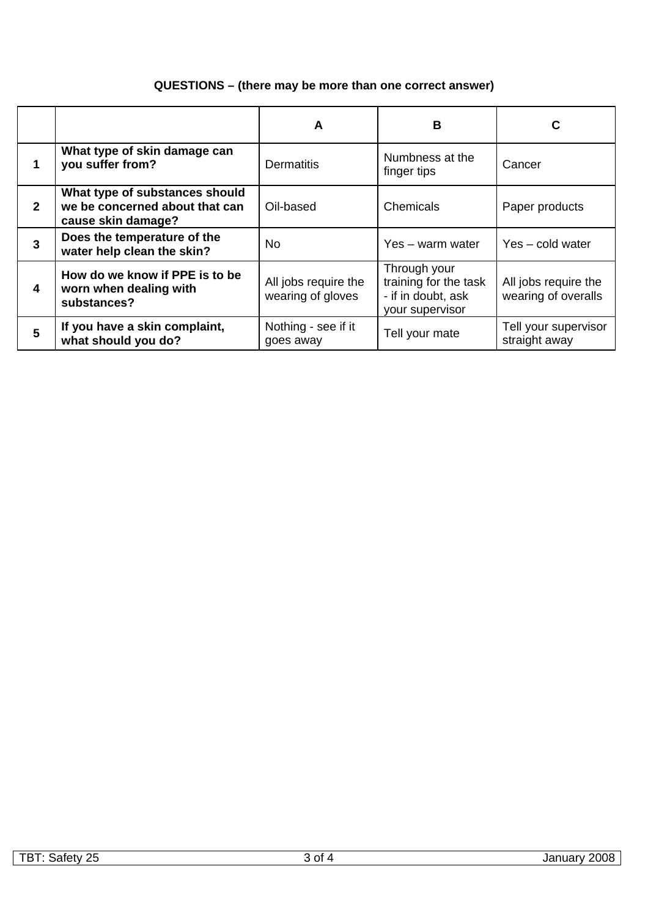**QUESTIONS – (there may be more than one correct answer)**

| | | A | B | C |
|---|---|---|---|---|
| **1** | **What type of skin damage can you suffer from?** | Dermatitis | Numbness at the finger tips | Cancer |
| **2** | **What type of substances should we be concerned about that can cause skin damage?** | Oil-based | Chemicals | Paper products |
| **3** | **Does the temperature of the water help clean the skin?** | No | Yes – warm water | Yes – cold water |
| **4** | **How do we know if PPE is to be worn when dealing with substances?** | All jobs require the wearing of gloves | Through your training for the task - if in doubt, ask your supervisor | All jobs require the wearing of overalls |
| **5** | **If you have a skin complaint, what should you do?** | Nothing - see if it goes away | Tell your mate | Tell your supervisor straight away |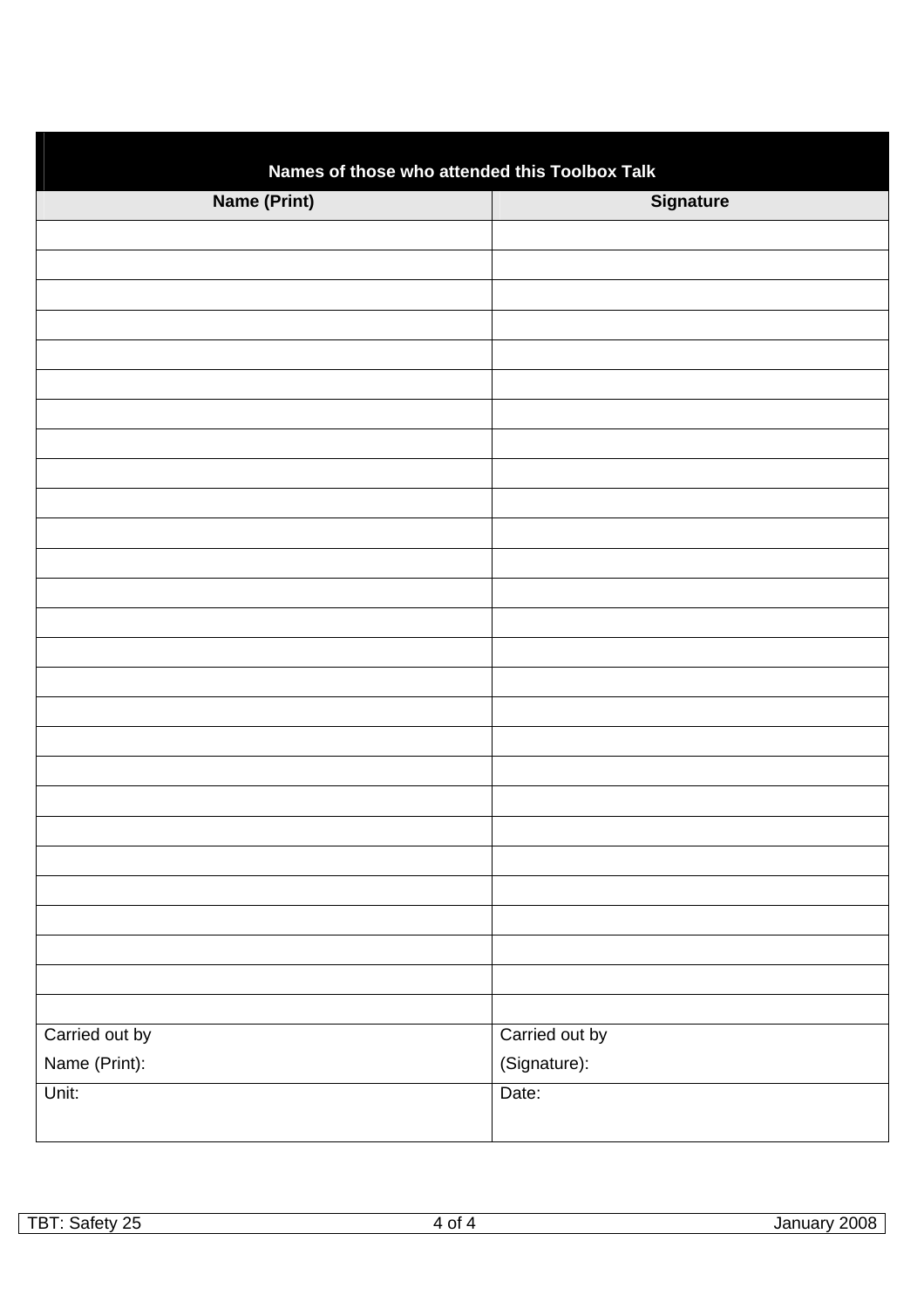| Names of those who attended this Toolbox Talk | |
|---|---|
| **Name (Print)** | **Signature** |
| | |
| | |
| | |
| | |
| | |
| | |
| | |
| | |
| | |
| | |
| | |
| | |
| | |
| | |
| | |
| | |
| | |
| | |
| | |
| | |
| | |
| | |
| | |
| | |
| | |
| | |
| | |
| Carried out by<br>Name (Print): | Carried out by<br>(Signature): |
| Unit: | Date: |